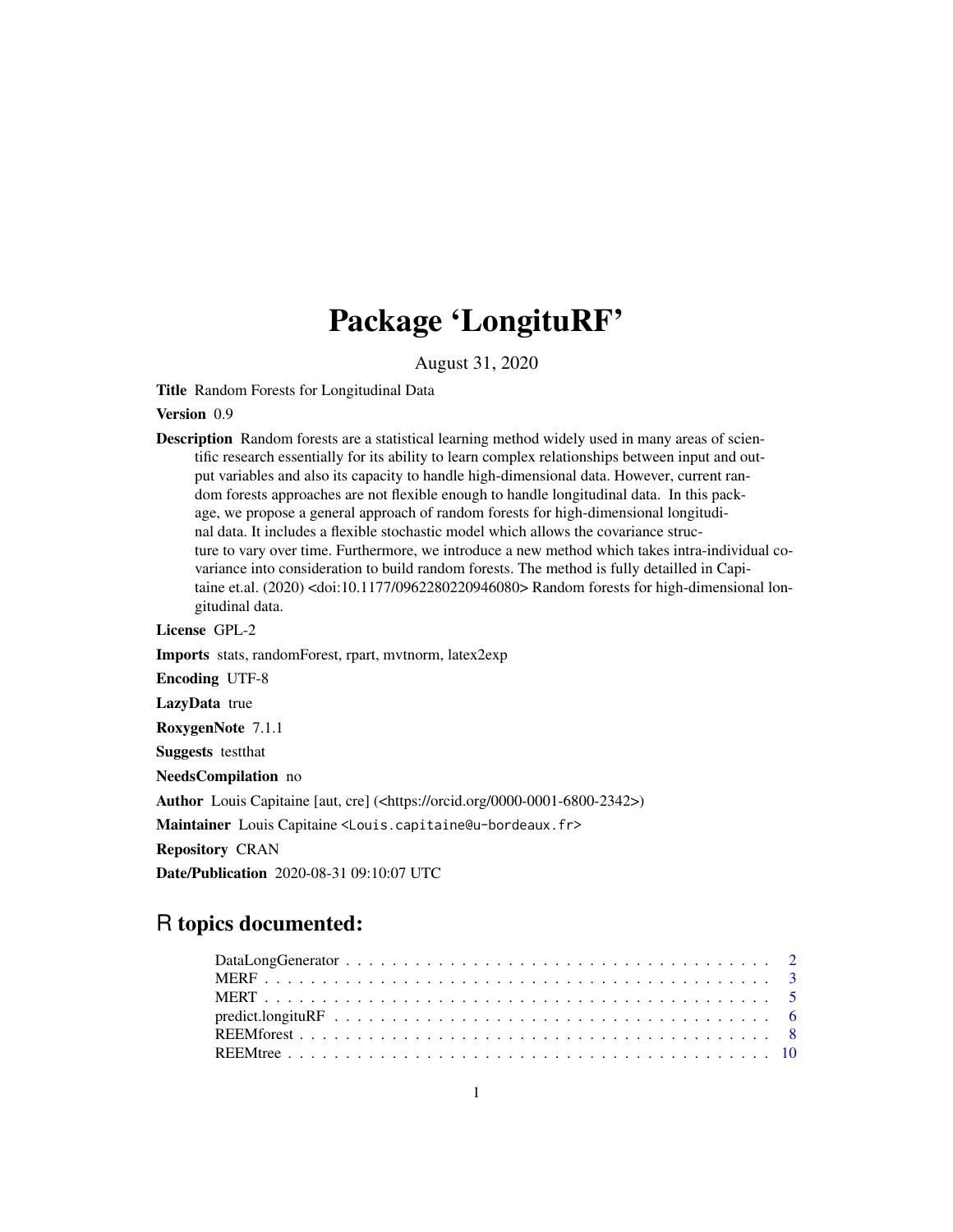# Package 'LongituRF'

August 31, 2020

**Title** Random Forests for Longitudinal Data

**Version** 0.9

**Description** Random forests are a statistical learning method widely used in many areas of scientific research essentially for its ability to learn complex relationships between input and output variables and also its capacity to handle high-dimensional data. However, current random forests approaches are not flexible enough to handle longitudinal data. In this package, we propose a general approach of random forests for high-dimensional longitudinal data. It includes a flexible stochastic model which allows the covariance structure to vary over time. Furthermore, we introduce a new method which takes intra-individual covariance into consideration to build random forests. The method is fully detailled in Capitaine et.al. (2020) <doi:10.1177/0962280220946080> Random forests for high-dimensional longitudinal data.

**License** GPL-2

**Imports** stats, randomForest, rpart, mvtnorm, latex2exp

**Encoding** UTF-8

**LazyData** true

**RoxygenNote** 7.1.1

**Suggests** testthat

**NeedsCompilation** no

**Author** Louis Capitaine [aut, cre] (<https://orcid.org/0000-0001-6800-2342>)

**Maintainer** Louis Capitaine <Louis.capitaine@u-bordeaux.fr>

**Repository** CRAN

**Date/Publication** 2020-08-31 09:10:07 UTC

## R topics documented:

- DataLongGenerator . . . . . . . . . . . . . . . . . . . . . . . . . . . . . . . . . . . . . . 2
- MERF . . . . . . . . . . . . . . . . . . . . . . . . . . . . . . . . . . . . . . . . . . . . . 3
- MERT . . . . . . . . . . . . . . . . . . . . . . . . . . . . . . . . . . . . . . . . . . . . . 5
- predict.longituRF . . . . . . . . . . . . . . . . . . . . . . . . . . . . . . . . . . . . . . 6
- REEMforest . . . . . . . . . . . . . . . . . . . . . . . . . . . . . . . . . . . . . . . . . 8
- REEMtree . . . . . . . . . . . . . . . . . . . . . . . . . . . . . . . . . . . . . . . . . . 10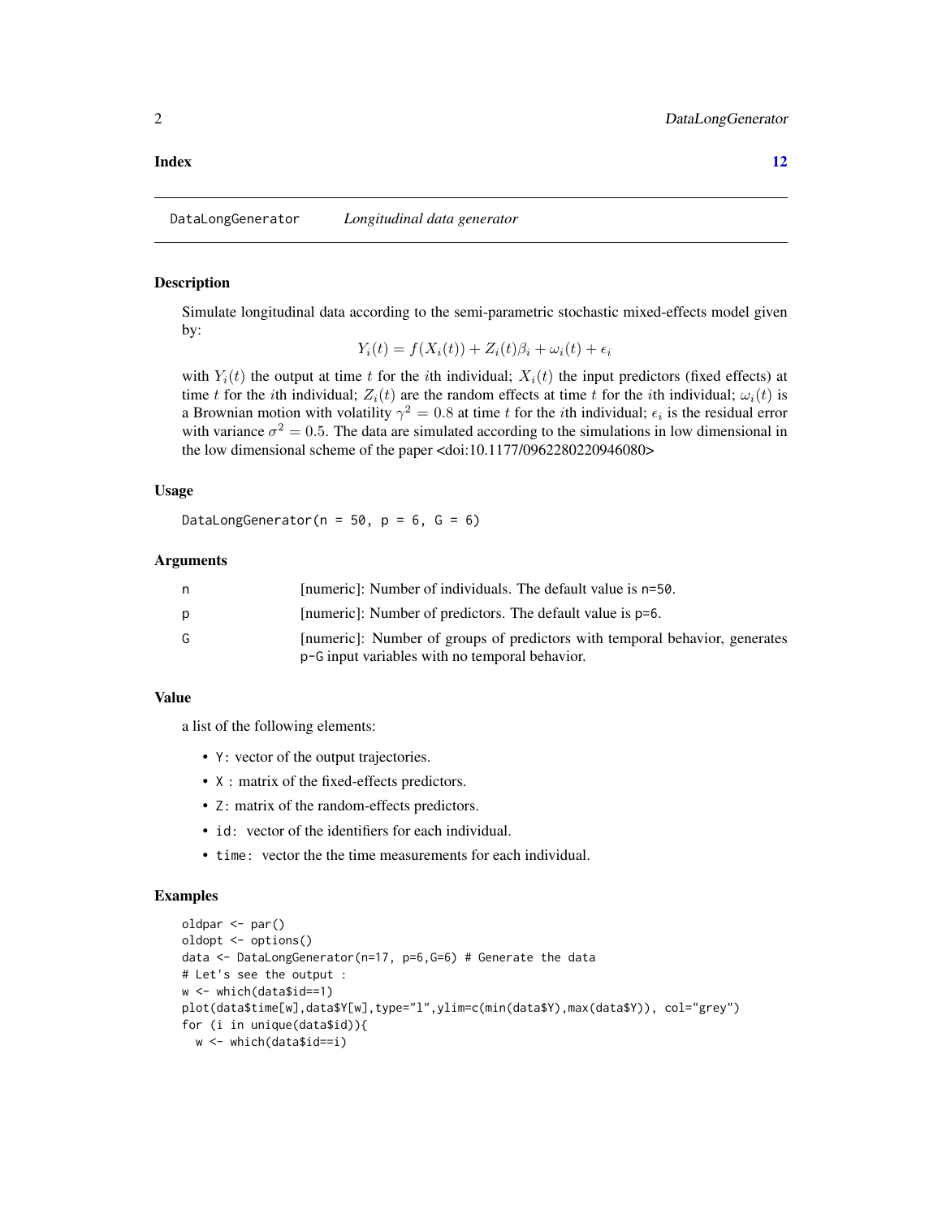**Index** **12**

---

DataLongGenerator *Longitudinal data generator*

---

### Description

Simulate longitudinal data according to the semi-parametric stochastic mixed-effects model given by:

$$Y_i(t) = f(X_i(t)) + Z_i(t)\beta_i + \omega_i(t) + \epsilon_i$$

with $Y_i(t)$ the output at time $t$ for the $i$th individual; $X_i(t)$ the input predictors (fixed effects) at time $t$ for the $i$th individual; $Z_i(t)$ are the random effects at time $t$ for the $i$th individual; $\omega_i(t)$ is a Brownian motion with volatility $\gamma^2 = 0.8$ at time $t$ for the $i$th individual; $\epsilon_i$ is the residual error with variance $\sigma^2 = 0.5$. The data are simulated according to the simulations in low dimensional in the low dimensional scheme of the paper <doi:10.1177/0962280220946080>

### Usage

```
DataLongGenerator(n = 50, p = 6, G = 6)
```

### Arguments

| | |
|---|---|
| n | [numeric]: Number of individuals. The default value is n=50. |
| p | [numeric]: Number of predictors. The default value is p=6. |
| G | [numeric]: Number of groups of predictors with temporal behavior, generates p-G input variables with no temporal behavior. |

### Value

a list of the following elements:

- Y: vector of the output trajectories.
- X : matrix of the fixed-effects predictors.
- Z: matrix of the random-effects predictors.
- id: vector of the identifiers for each individual.
- time: vector the the time measurements for each individual.

### Examples

```
oldpar <- par()
oldopt <- options()
data <- DataLongGenerator(n=17, p=6,G=6) # Generate the data
# Let's see the output :
w <- which(data$id==1)
plot(data$time[w],data$Y[w],type="l",ylim=c(min(data$Y),max(data$Y)), col="grey")
for (i in unique(data$id)){
  w <- which(data$id==i)
```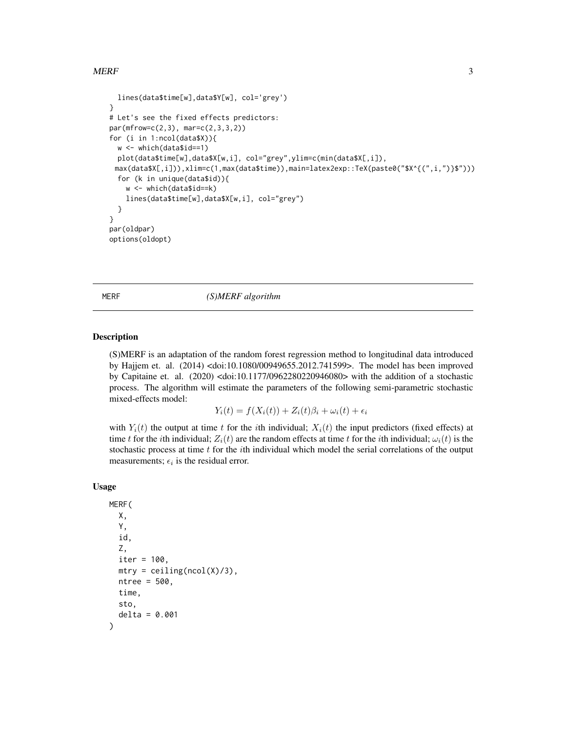```
  lines(data$time[w],data$Y[w], col='grey')
}
# Let's see the fixed effects predictors:
par(mfrow=c(2,3), mar=c(2,3,3,2))
for (i in 1:ncol(data$X)){
  w <- which(data$id==1)
  plot(data$time[w],data$X[w,i], col="grey",ylim=c(min(data$X[,i]),
 max(data$X[,i])),xlim=c(1,max(data$time)),main=latex2exp::TeX(paste0("$X^{(",i,")}$")))
  for (k in unique(data$id)){
    w <- which(data$id==k)
    lines(data$time[w],data$X[w,i], col="grey")
  }
}
par(oldpar)
options(oldopt)
```

## MERF — *(S)MERF algorithm*

### Description

(S)MERF is an adaptation of the random forest regression method to longitudinal data introduced by Hajjem et. al. (2014) <doi:10.1080/00949655.2012.741599>. The model has been improved by Capitaine et. al. (2020) <doi:10.1177/0962280220946080> with the addition of a stochastic process. The algorithm will estimate the parameters of the following semi-parametric stochastic mixed-effects model:

$$Y_i(t) = f(X_i(t)) + Z_i(t)\beta_i + \omega_i(t) + \epsilon_i$$

with $Y_i(t)$ the output at time $t$ for the $i$th individual; $X_i(t)$ the input predictors (fixed effects) at time $t$ for the $i$th individual; $Z_i(t)$ are the random effects at time $t$ for the $i$th individual; $\omega_i(t)$ is the stochastic process at time $t$ for the $i$th individual which model the serial correlations of the output measurements; $\epsilon_i$ is the residual error.

### Usage

```
MERF(
  X,
  Y,
  id,
  Z,
  iter = 100,
  mtry = ceiling(ncol(X)/3),
  ntree = 500,
  time,
  sto,
  delta = 0.001
)
```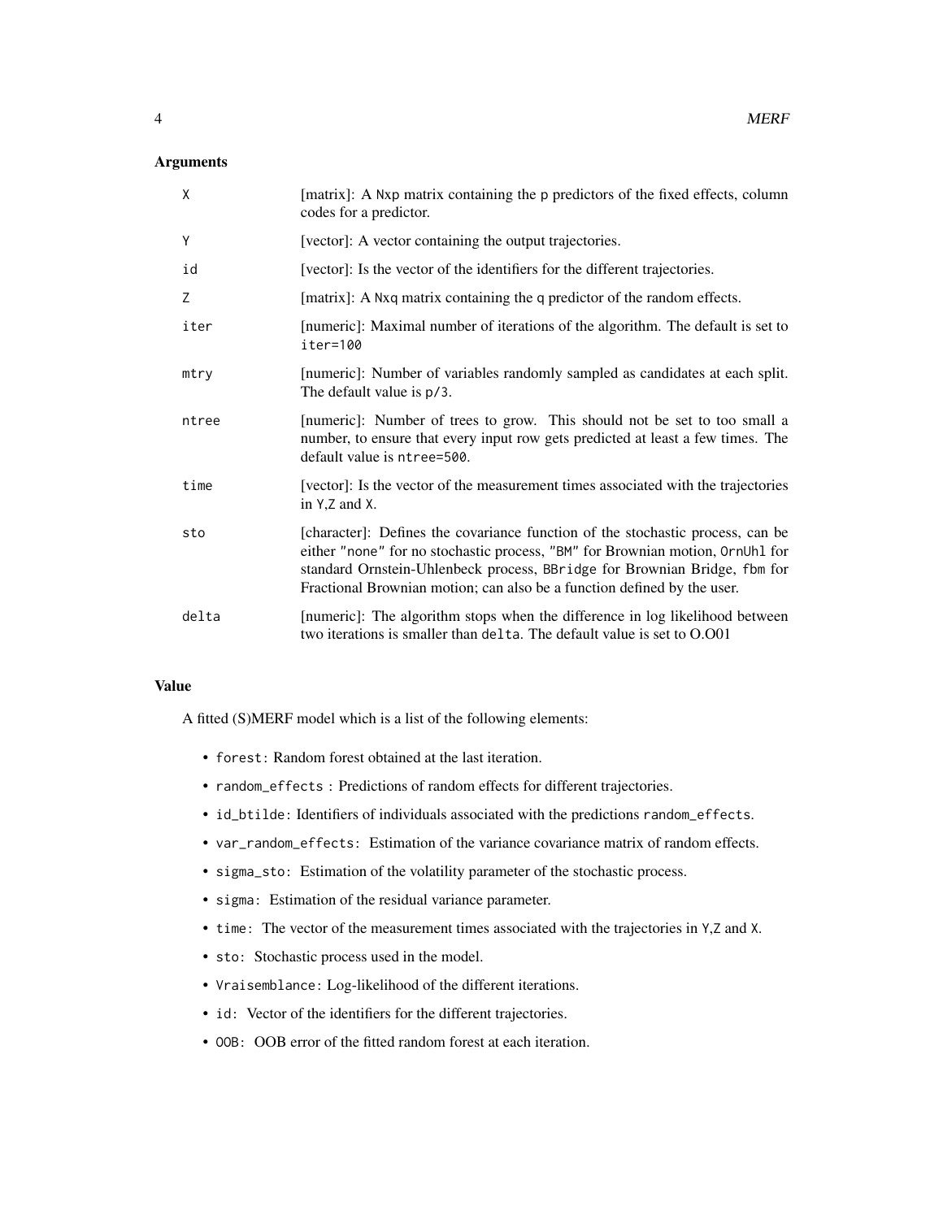## Arguments

| | |
|---|---|
| X | [matrix]: A `Nxp` matrix containing the p predictors of the fixed effects, column codes for a predictor. |
| Y | [vector]: A vector containing the output trajectories. |
| id | [vector]: Is the vector of the identifiers for the different trajectories. |
| Z | [matrix]: A `Nxq` matrix containing the q predictor of the random effects. |
| iter | [numeric]: Maximal number of iterations of the algorithm. The default is set to `iter=100` |
| mtry | [numeric]: Number of variables randomly sampled as candidates at each split. The default value is `p/3`. |
| ntree | [numeric]: Number of trees to grow. This should not be set to too small a number, to ensure that every input row gets predicted at least a few times. The default value is `ntree=500`. |
| time | [vector]: Is the vector of the measurement times associated with the trajectories in `Y`,`Z` and `X`. |
| sto | [character]: Defines the covariance function of the stochastic process, can be either `"none"` for no stochastic process, `"BM"` for Brownian motion, `OrnUhl` for standard Ornstein-Uhlenbeck process, `BBridge` for Brownian Bridge, `fbm` for Fractional Brownian motion; can also be a function defined by the user. |
| delta | [numeric]: The algorithm stops when the difference in log likelihood between two iterations is smaller than `delta`. The default value is set to O.O01 |

## Value

A fitted (S)MERF model which is a list of the following elements:

- `forest`: Random forest obtained at the last iteration.
- `random_effects` : Predictions of random effects for different trajectories.
- `id_btilde`: Identifiers of individuals associated with the predictions `random_effects`.
- `var_random_effects`: Estimation of the variance covariance matrix of random effects.
- `sigma_sto`: Estimation of the volatility parameter of the stochastic process.
- `sigma`: Estimation of the residual variance parameter.
- `time`: The vector of the measurement times associated with the trajectories in `Y`,`Z` and `X`.
- `sto`: Stochastic process used in the model.
- `Vraisemblance`: Log-likelihood of the different iterations.
- `id`: Vector of the identifiers for the different trajectories.
- `OOB`: OOB error of the fitted random forest at each iteration.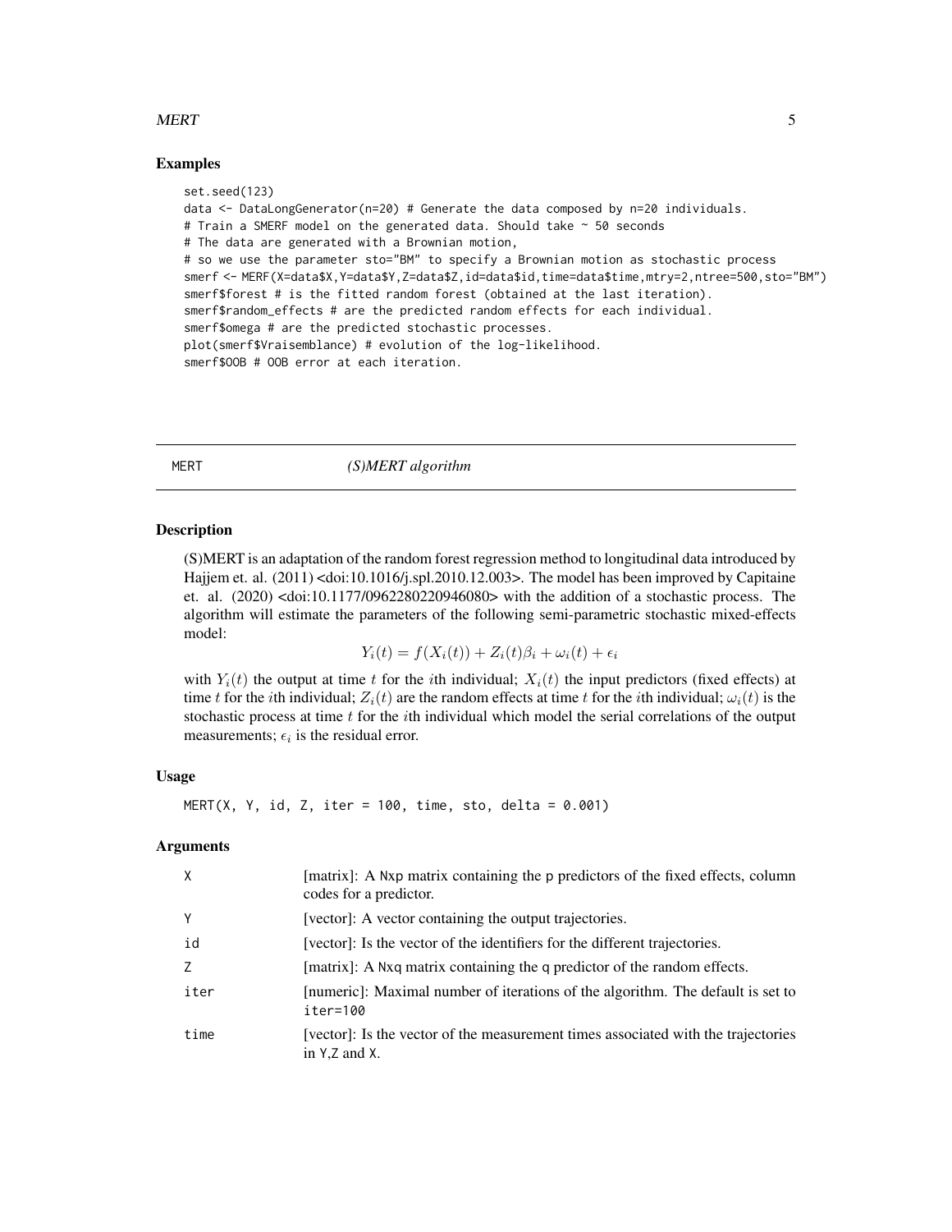## Examples

```
set.seed(123)
data <- DataLongGenerator(n=20) # Generate the data composed by n=20 individuals.
# Train a SMERF model on the generated data. Should take ~ 50 seconds
# The data are generated with a Brownian motion,
# so we use the parameter sto="BM" to specify a Brownian motion as stochastic process
smerf <- MERF(X=data$X,Y=data$Y,Z=data$Z,id=data$id,time=data$time,mtry=2,ntree=500,sto="BM")
smerf$forest # is the fitted random forest (obtained at the last iteration).
smerf$random_effects # are the predicted random effects for each individual.
smerf$omega # are the predicted stochastic processes.
plot(smerf$Vraisemblance) # evolution of the log-likelihood.
smerf$OOB # OOB error at each iteration.
```

---

# MERT *(S)MERT algorithm*

## Description

(S)MERT is an adaptation of the random forest regression method to longitudinal data introduced by Hajjem et. al. (2011) <doi:10.1016/j.spl.2010.12.003>. The model has been improved by Capitaine et. al. (2020) <doi:10.1177/0962280220946080> with the addition of a stochastic process. The algorithm will estimate the parameters of the following semi-parametric stochastic mixed-effects model:

$$Y_i(t) = f(X_i(t)) + Z_i(t)\beta_i + \omega_i(t) + \epsilon_i$$

with $Y_i(t)$ the output at time $t$ for the $i$th individual; $X_i(t)$ the input predictors (fixed effects) at time $t$ for the $i$th individual; $Z_i(t)$ are the random effects at time $t$ for the $i$th individual; $\omega_i(t)$ is the stochastic process at time $t$ for the $i$th individual which model the serial correlations of the output measurements; $\epsilon_i$ is the residual error.

## Usage

```
MERT(X, Y, id, Z, iter = 100, time, sto, delta = 0.001)
```

## Arguments

| | |
|---|---|
| X | [matrix]: A Nxp matrix containing the p predictors of the fixed effects, column codes for a predictor. |
| Y | [vector]: A vector containing the output trajectories. |
| id | [vector]: Is the vector of the identifiers for the different trajectories. |
| Z | [matrix]: A Nxq matrix containing the q predictor of the random effects. |
| iter | [numeric]: Maximal number of iterations of the algorithm. The default is set to iter=100 |
| time | [vector]: Is the vector of the measurement times associated with the trajectories in Y,Z and X. |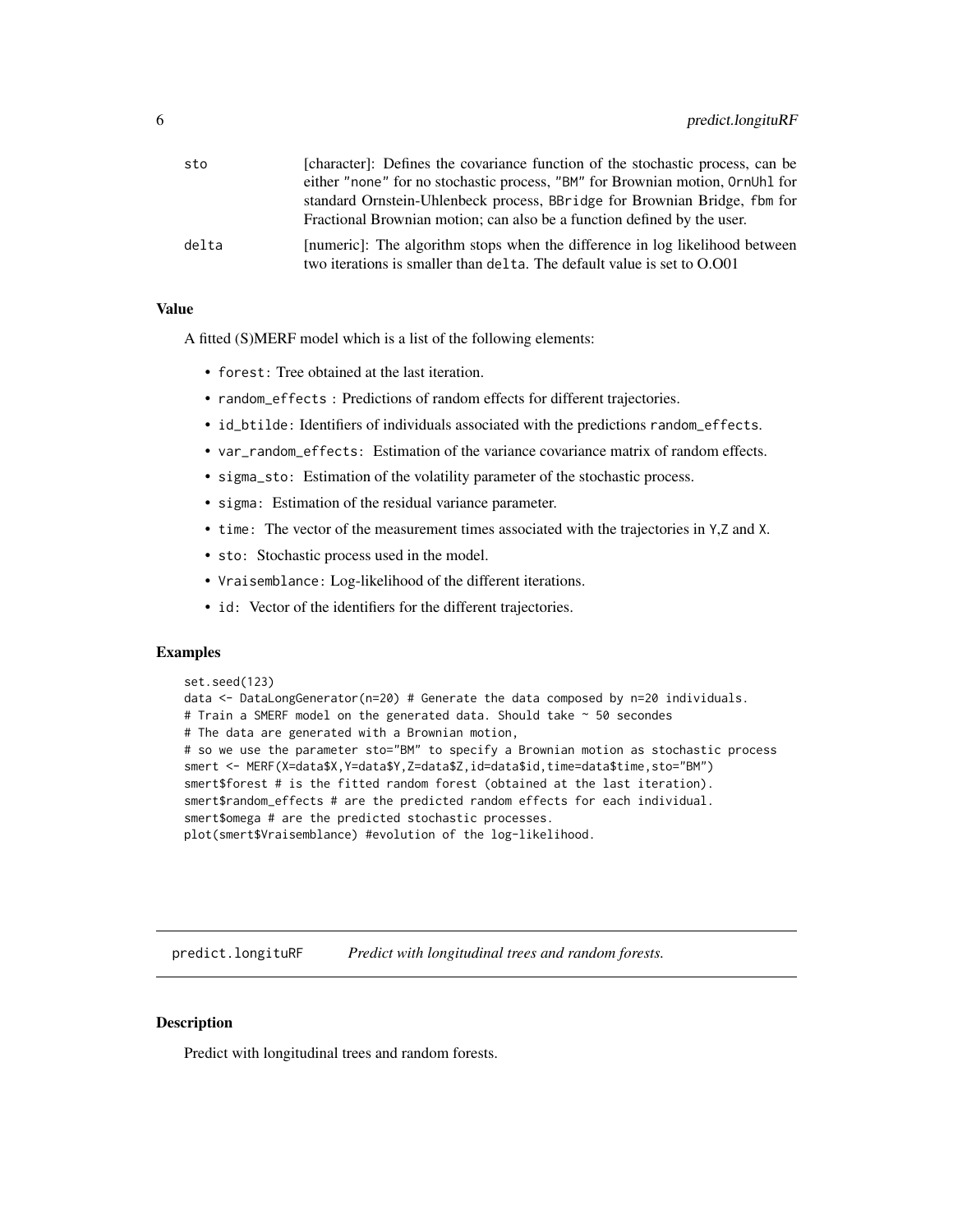| | |
|---|---|
| sto | [character]: Defines the covariance function of the stochastic process, can be either "none" for no stochastic process, "BM" for Brownian motion, OrnUhl for standard Ornstein-Uhlenbeck process, BBridge for Brownian Bridge, fbm for Fractional Brownian motion; can also be a function defined by the user. |
| delta | [numeric]: The algorithm stops when the difference in log likelihood between two iterations is smaller than delta. The default value is set to O.O01 |

### Value

A fitted (S)MERF model which is a list of the following elements:

- forest: Tree obtained at the last iteration.
- random_effects : Predictions of random effects for different trajectories.
- id_btilde: Identifiers of individuals associated with the predictions random_effects.
- var_random_effects: Estimation of the variance covariance matrix of random effects.
- sigma_sto: Estimation of the volatility parameter of the stochastic process.
- sigma: Estimation of the residual variance parameter.
- time: The vector of the measurement times associated with the trajectories in Y,Z and X.
- sto: Stochastic process used in the model.
- Vraisemblance: Log-likelihood of the different iterations.
- id: Vector of the identifiers for the different trajectories.

### Examples

```
set.seed(123)
data <- DataLongGenerator(n=20) # Generate the data composed by n=20 individuals.
# Train a SMERF model on the generated data. Should take ~ 50 secondes
# The data are generated with a Brownian motion,
# so we use the parameter sto="BM" to specify a Brownian motion as stochastic process
smert <- MERF(X=data$X,Y=data$Y,Z=data$Z,id=data$id,time=data$time,sto="BM")
smert$forest # is the fitted random forest (obtained at the last iteration).
smert$random_effects # are the predicted random effects for each individual.
smert$omega # are the predicted stochastic processes.
plot(smert$Vraisemblance) #evolution of the log-likelihood.
```

## predict.longituRF *Predict with longitudinal trees and random forests.*

### Description

Predict with longitudinal trees and random forests.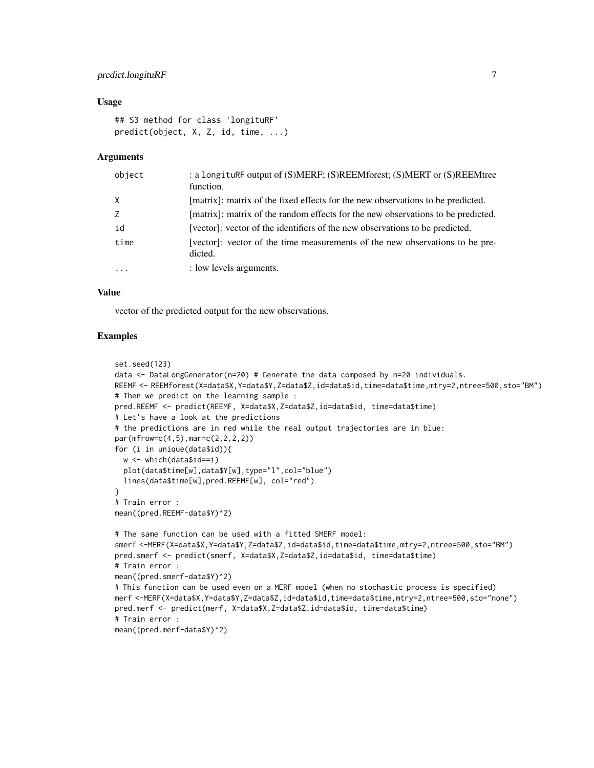### Usage

```
## S3 method for class 'longituRF'
predict(object, X, Z, id, time, ...)
```

### Arguments

| | |
|---|---|
| `object` | : a longituRF output of (S)MERF; (S)REEMforest; (S)MERT or (S)REEMtree function. |
| `X` | [matrix]: matrix of the fixed effects for the new observations to be predicted. |
| `Z` | [matrix]: matrix of the random effects for the new observations to be predicted. |
| `id` | [vector]: vector of the identifiers of the new observations to be predicted. |
| `time` | [vector]: vector of the time measurements of the new observations to be predicted. |
| `...` | : low levels arguments. |

### Value

vector of the predicted output for the new observations.

### Examples

```
set.seed(123)
data <- DataLongGenerator(n=20) # Generate the data composed by n=20 individuals.
REEMF <- REEMforest(X=data$X,Y=data$Y,Z=data$Z,id=data$id,time=data$time,mtry=2,ntree=500,sto="BM")
# Then we predict on the learning sample :
pred.REEMF <- predict(REEMF, X=data$X,Z=data$Z,id=data$id, time=data$time)
# Let's have a look at the predictions
# the predictions are in red while the real output trajectories are in blue:
par(mfrow=c(4,5),mar=c(2,2,2,2))
for (i in unique(data$id)){
  w <- which(data$id==i)
  plot(data$time[w],data$Y[w],type="l",col="blue")
  lines(data$time[w],pred.REEMF[w], col="red")
}
# Train error :
mean((pred.REEMF-data$Y)^2)

# The same function can be used with a fitted SMERF model:
smerf <-MERF(X=data$X,Y=data$Y,Z=data$Z,id=data$id,time=data$time,mtry=2,ntree=500,sto="BM")
pred.smerf <- predict(smerf, X=data$X,Z=data$Z,id=data$id, time=data$time)
# Train error :
mean((pred.smerf-data$Y)^2)
# This function can be used even on a MERF model (when no stochastic process is specified)
merf <-MERF(X=data$X,Y=data$Y,Z=data$Z,id=data$id,time=data$time,mtry=2,ntree=500,sto="none")
pred.merf <- predict(merf, X=data$X,Z=data$Z,id=data$id, time=data$time)
# Train error :
mean((pred.merf-data$Y)^2)
```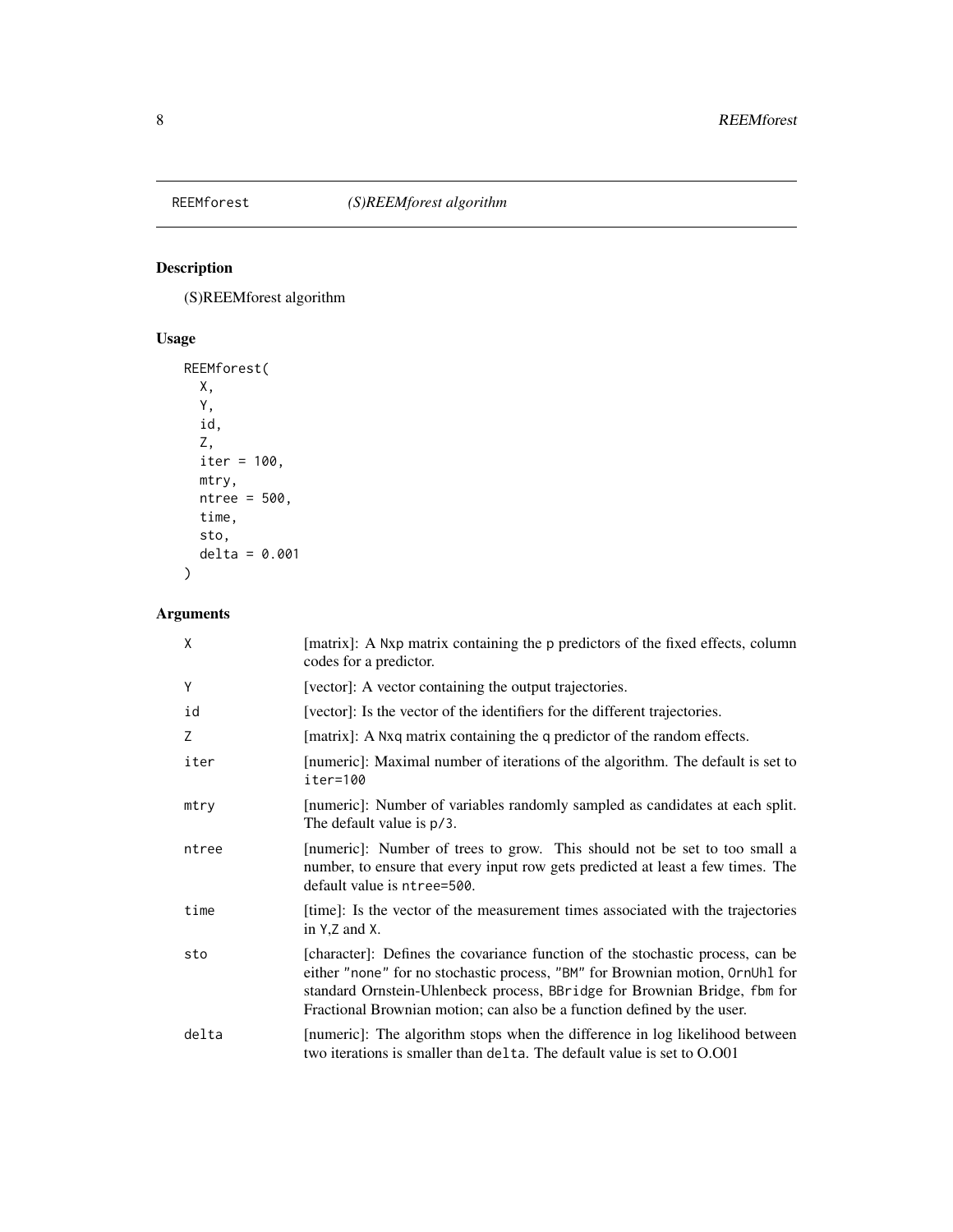REEMforest *(S)REEMforest algorithm*

## Description

(S)REEMforest algorithm

## Usage

```
REEMforest(
  X,
  Y,
  id,
  Z,
  iter = 100,
  mtry,
  ntree = 500,
  time,
  sto,
  delta = 0.001
)
```

## Arguments

| | |
|---|---|
| X | [matrix]: A Nxp matrix containing the p predictors of the fixed effects, column codes for a predictor. |
| Y | [vector]: A vector containing the output trajectories. |
| id | [vector]: Is the vector of the identifiers for the different trajectories. |
| Z | [matrix]: A Nxq matrix containing the q predictor of the random effects. |
| iter | [numeric]: Maximal number of iterations of the algorithm. The default is set to `iter=100` |
| mtry | [numeric]: Number of variables randomly sampled as candidates at each split. The default value is `p/3`. |
| ntree | [numeric]: Number of trees to grow. This should not be set to too small a number, to ensure that every input row gets predicted at least a few times. The default value is `ntree=500`. |
| time | [time]: Is the vector of the measurement times associated with the trajectories in Y,Z and X. |
| sto | [character]: Defines the covariance function of the stochastic process, can be either `"none"` for no stochastic process, `"BM"` for Brownian motion, `OrnUhl` for standard Ornstein-Uhlenbeck process, `BBridge` for Brownian Bridge, `fbm` for Fractional Brownian motion; can also be a function defined by the user. |
| delta | [numeric]: The algorithm stops when the difference in log likelihood between two iterations is smaller than `delta`. The default value is set to O.O01 |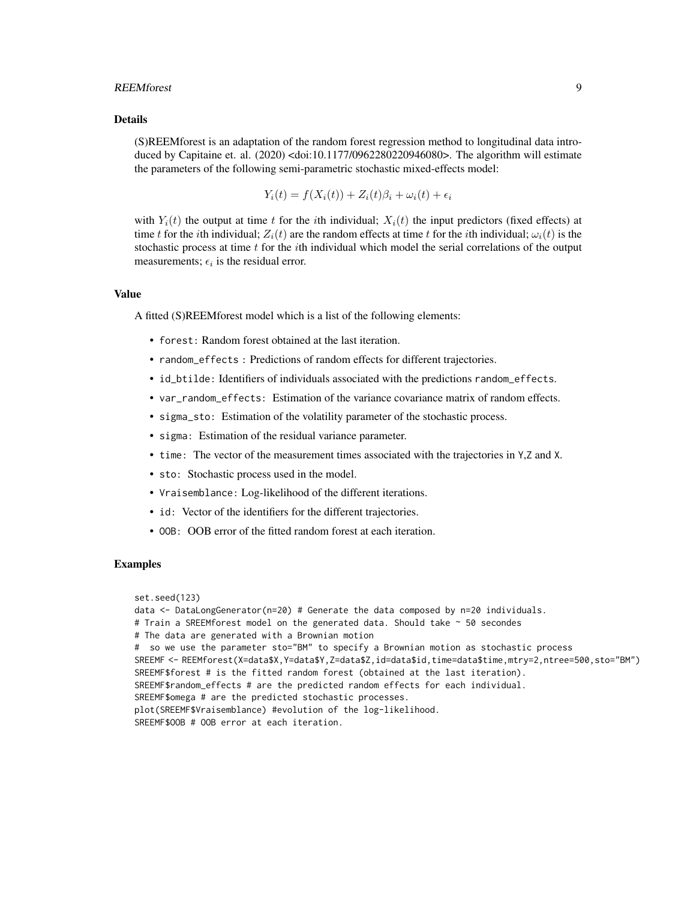## Details

(S)REEMforest is an adaptation of the random forest regression method to longitudinal data introduced by Capitaine et. al. (2020) <doi:10.1177/0962280220946080>. The algorithm will estimate the parameters of the following semi-parametric stochastic mixed-effects model:

$$Y_i(t) = f(X_i(t)) + Z_i(t)\beta_i + \omega_i(t) + \epsilon_i$$

with $Y_i(t)$ the output at time $t$ for the $i$th individual; $X_i(t)$ the input predictors (fixed effects) at time $t$ for the $i$th individual; $Z_i(t)$ are the random effects at time $t$ for the $i$th individual; $\omega_i(t)$ is the stochastic process at time $t$ for the $i$th individual which model the serial correlations of the output measurements; $\epsilon_i$ is the residual error.

## Value

A fitted (S)REEMforest model which is a list of the following elements:

- `forest`: Random forest obtained at the last iteration.
- `random_effects` : Predictions of random effects for different trajectories.
- `id_btilde`: Identifiers of individuals associated with the predictions `random_effects`.
- `var_random_effects`: Estimation of the variance covariance matrix of random effects.
- `sigma_sto`: Estimation of the volatility parameter of the stochastic process.
- `sigma`: Estimation of the residual variance parameter.
- `time`: The vector of the measurement times associated with the trajectories in `Y`,`Z` and `X`.
- `sto`: Stochastic process used in the model.
- `Vraisemblance`: Log-likelihood of the different iterations.
- `id`: Vector of the identifiers for the different trajectories.
- `OOB`: OOB error of the fitted random forest at each iteration.

## Examples

```
set.seed(123)
data <- DataLongGenerator(n=20) # Generate the data composed by n=20 individuals.
# Train a SREEMforest model on the generated data. Should take ~ 50 secondes
# The data are generated with a Brownian motion
#  so we use the parameter sto="BM" to specify a Brownian motion as stochastic process
SREEMF <- REEMforest(X=data$X,Y=data$Y,Z=data$Z,id=data$id,time=data$time,mtry=2,ntree=500,sto="BM")
SREEMF$forest # is the fitted random forest (obtained at the last iteration).
SREEMF$random_effects # are the predicted random effects for each individual.
SREEMF$omega # are the predicted stochastic processes.
plot(SREEMF$Vraisemblance) #evolution of the log-likelihood.
SREEMF$OOB # OOB error at each iteration.
```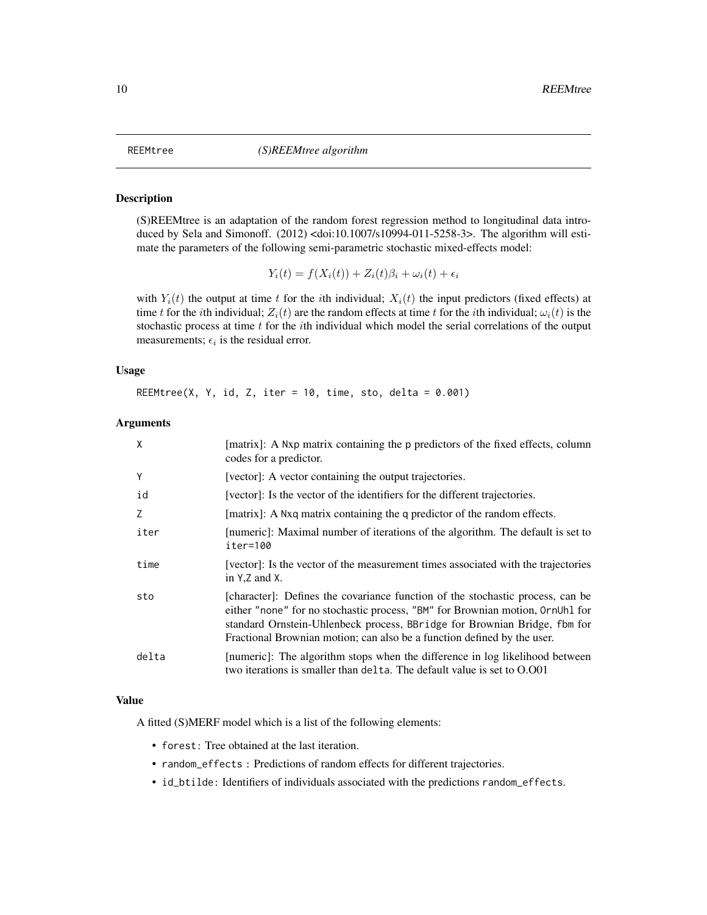REEMtree *(S)REEMtree algorithm*

### Description

(S)REEMtree is an adaptation of the random forest regression method to longitudinal data introduced by Sela and Simonoff. (2012) <doi:10.1007/s10994-011-5258-3>. The algorithm will estimate the parameters of the following semi-parametric stochastic mixed-effects model:

$$Y_i(t) = f(X_i(t)) + Z_i(t)\beta_i + \omega_i(t) + \epsilon_i$$

with $Y_i(t)$ the output at time $t$ for the $i$th individual; $X_i(t)$ the input predictors (fixed effects) at time $t$ for the $i$th individual; $Z_i(t)$ are the random effects at time $t$ for the $i$th individual; $\omega_i(t)$ is the stochastic process at time $t$ for the $i$th individual which model the serial correlations of the output measurements; $\epsilon_i$ is the residual error.

### Usage

```
REEMtree(X, Y, id, Z, iter = 10, time, sto, delta = 0.001)
```

### Arguments

| | |
|---|---|
| `X` | [matrix]: A `Nxp` matrix containing the p predictors of the fixed effects, column codes for a predictor. |
| `Y` | [vector]: A vector containing the output trajectories. |
| `id` | [vector]: Is the vector of the identifiers for the different trajectories. |
| `Z` | [matrix]: A `Nxq` matrix containing the q predictor of the random effects. |
| `iter` | [numeric]: Maximal number of iterations of the algorithm. The default is set to `iter=100` |
| `time` | [vector]: Is the vector of the measurement times associated with the trajectories in `Y`,`Z` and `X`. |
| `sto` | [character]: Defines the covariance function of the stochastic process, can be either `"none"` for no stochastic process, `"BM"` for Brownian motion, `OrnUhl` for standard Ornstein-Uhlenbeck process, `BBridge` for Brownian Bridge, `fbm` for Fractional Brownian motion; can also be a function defined by the user. |
| `delta` | [numeric]: The algorithm stops when the difference in log likelihood between two iterations is smaller than `delta`. The default value is set to O.O01 |

### Value

A fitted (S)MERF model which is a list of the following elements:

- `forest`: Tree obtained at the last iteration.
- `random_effects` : Predictions of random effects for different trajectories.
- `id_btilde`: Identifiers of individuals associated with the predictions `random_effects`.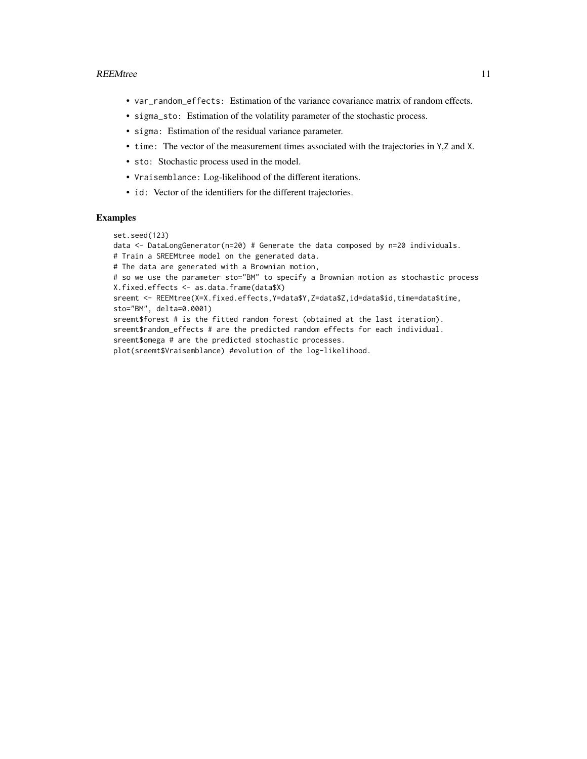- `var_random_effects`: Estimation of the variance covariance matrix of random effects.
- `sigma_sto`: Estimation of the volatility parameter of the stochastic process.
- `sigma`: Estimation of the residual variance parameter.
- `time`: The vector of the measurement times associated with the trajectories in `Y`,`Z` and `X`.
- `sto`: Stochastic process used in the model.
- `Vraisemblance`: Log-likelihood of the different iterations.
- `id`: Vector of the identifiers for the different trajectories.

## Examples

```
set.seed(123)
data <- DataLongGenerator(n=20) # Generate the data composed by n=20 individuals.
# Train a SREEMtree model on the generated data.
# The data are generated with a Brownian motion,
# so we use the parameter sto="BM" to specify a Brownian motion as stochastic process
X.fixed.effects <- as.data.frame(data$X)
sreemt <- REEMtree(X=X.fixed.effects,Y=data$Y,Z=data$Z,id=data$id,time=data$time,
sto="BM", delta=0.0001)
sreemt$forest # is the fitted random forest (obtained at the last iteration).
sreemt$random_effects # are the predicted random effects for each individual.
sreemt$omega # are the predicted stochastic processes.
plot(sreemt$Vraisemblance) #evolution of the log-likelihood.
```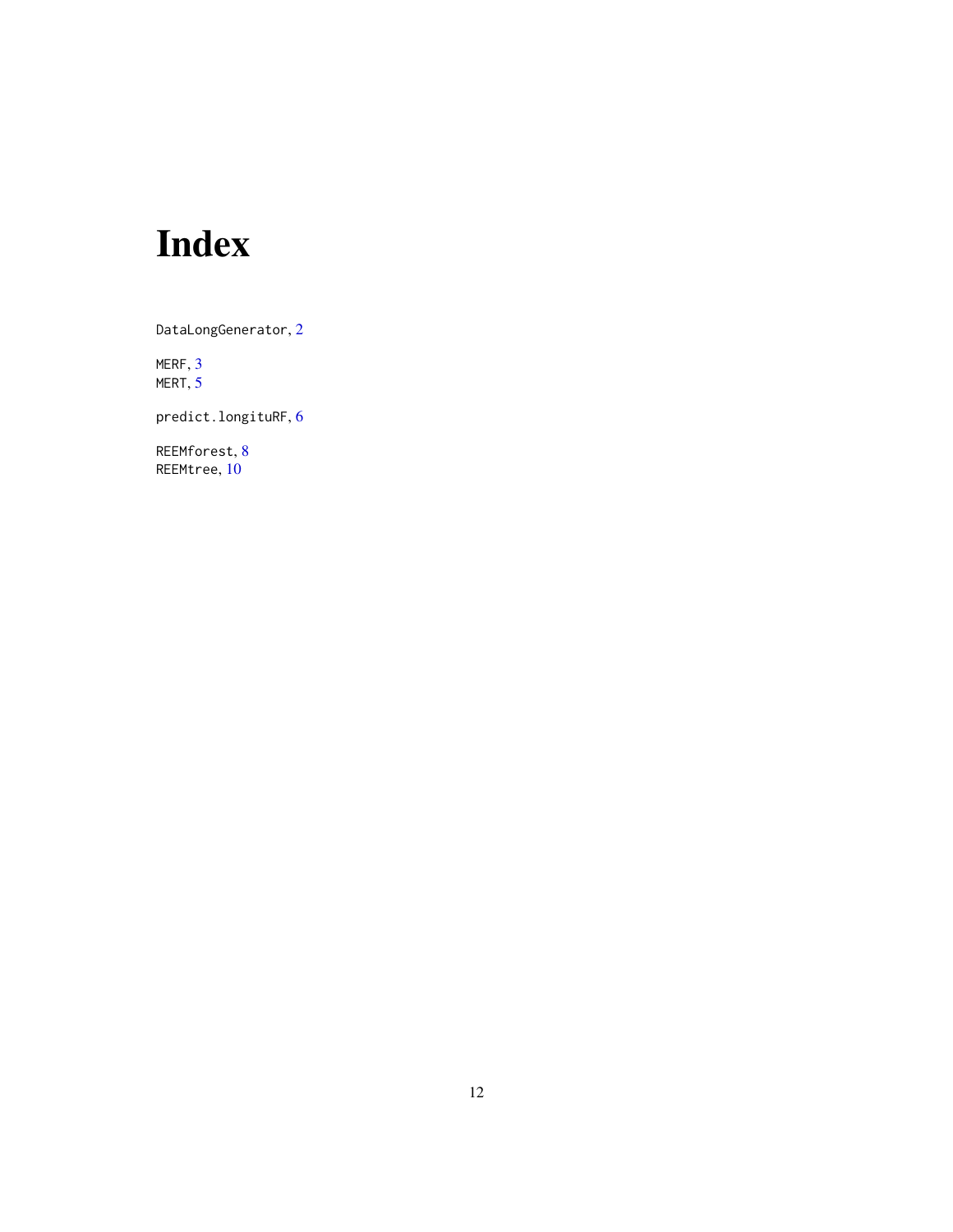# Index

DataLongGenerator, 2

MERF, 3
MERT, 5

predict.longituRF, 6

REEMforest, 8
REEMtree, 10